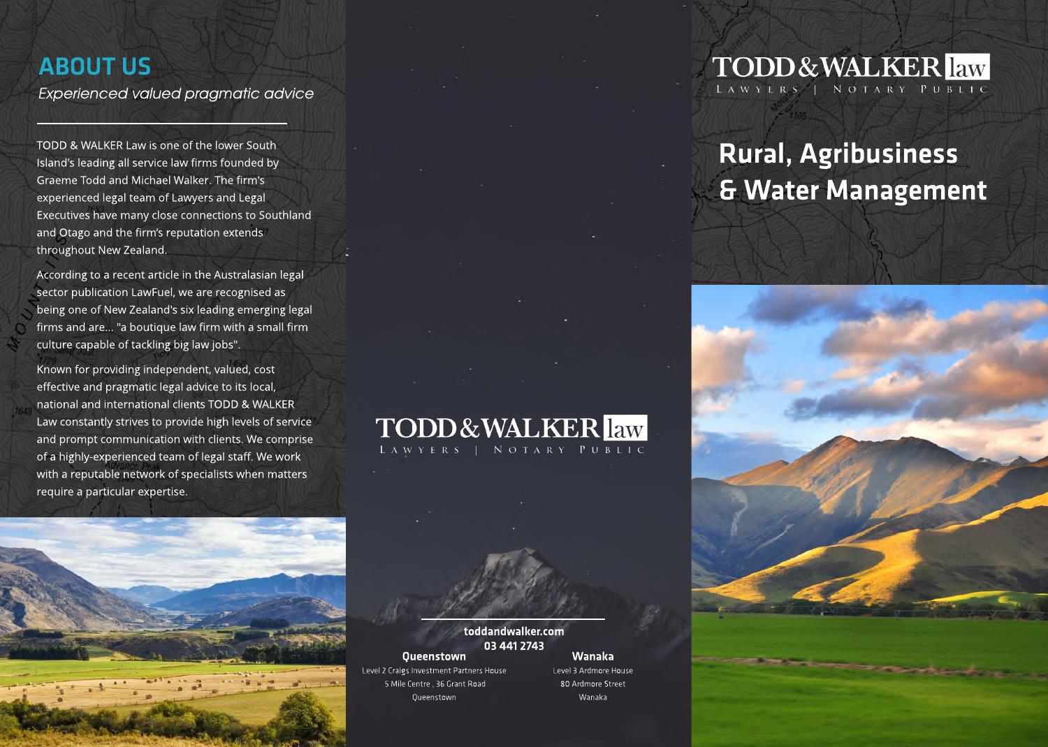## ABOUT US

*Experienced valued pragmatic advice*

TODD & WALKER Law is one of the lower South Island's leading all service law firms founded by Graeme Todd and Michael Walker. The firm's experienced legal team of Lawyers and Legal Executives have many close connections to Southland and Otago and the firm's reputation extends throughout New Zealand.

According to a recent article in the Australasian legal sector publication LawFuel, we are recognised as being one of New Zealand's six leading emerging legal firms and are... "a boutique law firm with a small firm culture capable of tackling big law jobs".

Known for providing independent, valued, cost effective and pragmatic legal advice to its local, national and international clients TODD & WALKER Law constantly strives to provide high levels of service and prompt communication with clients. We comprise of a highly-experienced team of legal staff. We work with a reputable network of specialists when matters require a particular expertise.

**TODD & WALKER law**
LAWYERS | NOTARY PUBLIC

**toddandwalker.com**
**03 441 2743**

**Queenstown**
Level 2 Craigs Investment Partners House
5 Mile Centre , 36 Grant Road
Queenstown

**Wanaka**
Level 3 Ardmore House
80 Ardmore Street
Wanaka

**TODD & WALKER law**
LAWYERS | NOTARY PUBLIC

# Rural, Agribusiness & Water Management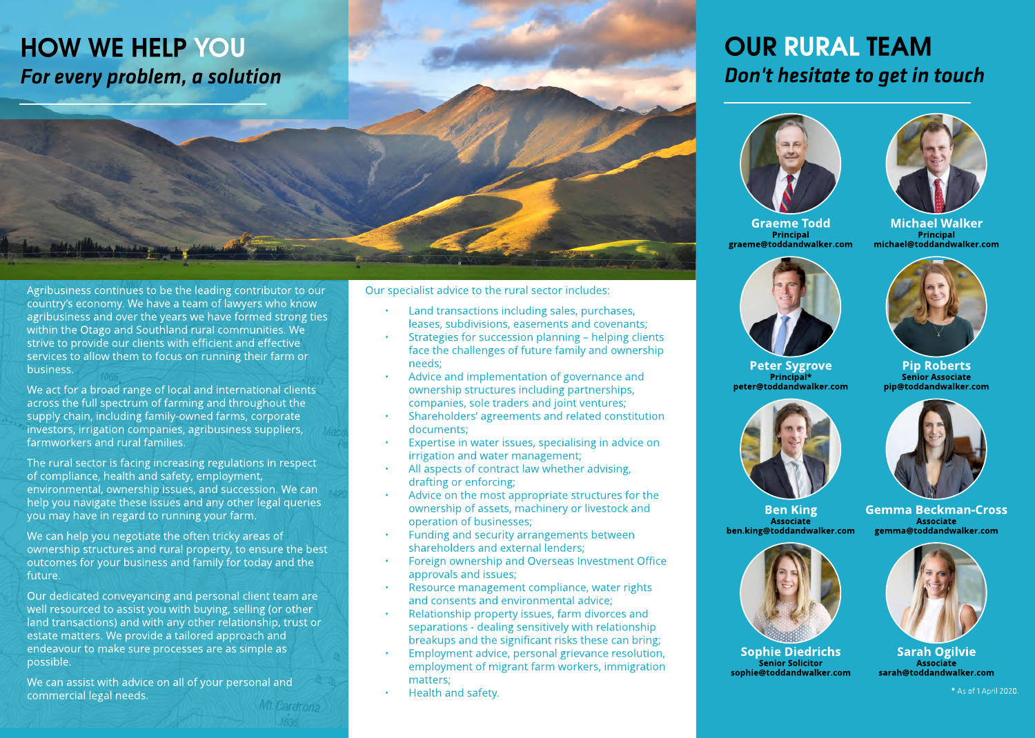# HOW WE HELP YOU

*For every problem, a solution*

Agribusiness continues to be the leading contributor to our country's economy. We have a team of lawyers who know agribusiness and over the years we have formed strong ties within the Otago and Southland rural communities. We strive to provide our clients with efficient and effective services to allow them to focus on running their farm or business.

We act for a broad range of local and international clients across the full spectrum of farming and throughout the supply chain, including family-owned farms, corporate investors, irrigation companies, agribusiness suppliers, farmworkers and rural families.

The rural sector is facing increasing regulations in respect of compliance, health and safety, employment, environmental, ownership issues, and succession. We can help you navigate these issues and any other legal queries you may have in regard to running your farm.

We can help you negotiate the often tricky areas of ownership structures and rural property, to ensure the best outcomes for your business and family for today and the future.

Our dedicated conveyancing and personal client team are well resourced to assist you with buying, selling (or other land transactions) and with any other relationship, trust or estate matters. We provide a tailored approach and endeavour to make sure processes are as simple as possible.

We can assist with advice on all of your personal and commercial legal needs.

Our specialist advice to the rural sector includes:

- Land transactions including sales, purchases, leases, subdivisions, easements and covenants;
- Strategies for succession planning – helping clients face the challenges of future family and ownership needs;
- Advice and implementation of governance and ownership structures including partnerships, companies, sole traders and joint ventures;
- Shareholders' agreements and related constitution documents;
- Expertise in water issues, specialising in advice on irrigation and water management;
- All aspects of contract law whether advising, drafting or enforcing;
- Advice on the most appropriate structures for the ownership of assets, machinery or livestock and operation of businesses;
- Funding and security arrangements between shareholders and external lenders;
- Foreign ownership and Overseas Investment Office approvals and issues;
- Resource management compliance, water rights and consents and environmental advice;
- Relationship property issues, farm divorces and separations - dealing sensitively with relationship breakups and the significant risks these can bring;
- Employment advice, personal grievance resolution, employment of migrant farm workers, immigration matters;
- Health and safety.

# OUR RURAL TEAM

*Don't hesitate to get in touch*

**Graeme Todd**
Principal
graeme@toddandwalker.com

**Michael Walker**
Principal
michael@toddandwalker.com

**Peter Sygrove**
Principal*
peter@toddandwalker.com

**Pip Roberts**
Senior Associate
pip@toddandwalker.com

**Ben King**
Associate
ben.king@toddandwalker.com

**Gemma Beckman-Cross**
Associate
gemma@toddandwalker.com

**Sophie Diedrichs**
Senior Solicitor
sophie@toddandwalker.com

**Sarah Ogilvie**
Associate
sarah@toddandwalker.com

* As of 1 April 2020.